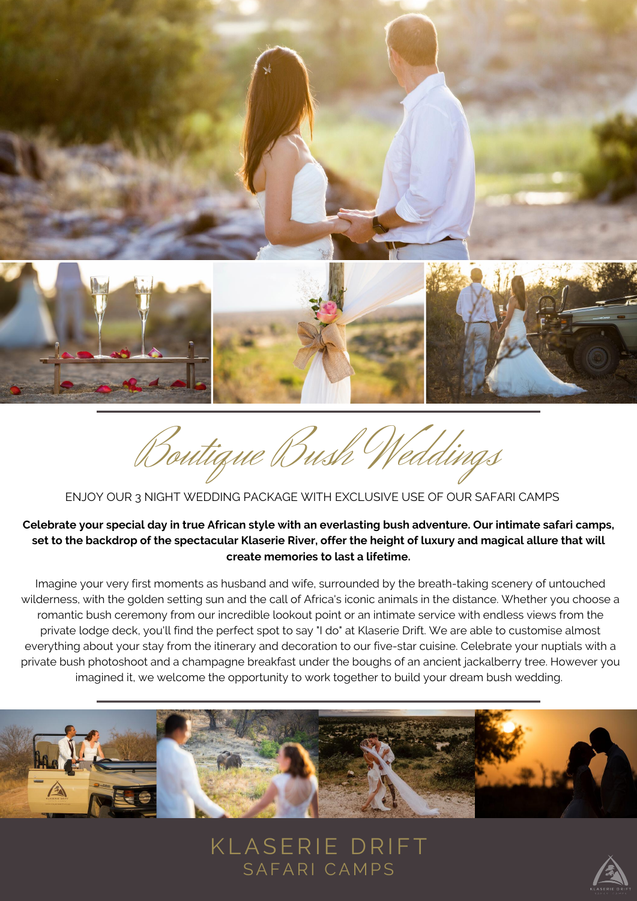# Boutique Bush Weddings

ENJOY OUR 3 NIGHT WEDDING PACKAGE WITH EXCLUSIVE USE OF OUR SAFARI CAMPS

**Celebrate your special day in true African style with an everlasting bush adventure. Our intimate safari camps, set to the backdrop of the spectacular Klaserie River, offer the height of luxury and magical allure that will create memories to last a lifetime.**

Imagine your very first moments as husband and wife, surrounded by the breath-taking scenery of untouched wilderness, with the golden setting sun and the call of Africa's iconic animals in the distance. Whether you choose a romantic bush ceremony from our incredible lookout point or an intimate service with endless views from the private lodge deck, you'll find the perfect spot to say "I do" at Klaserie Drift. We are able to customise almost everything about your stay from the itinerary and decoration to our five-star cuisine. Celebrate your nuptials with a private bush photoshoot and a champagne breakfast under the boughs of an ancient jackalberry tree. However you imagined it, we welcome the opportunity to work together to build your dream bush wedding.

KLASERIE DRIFT
SAFARI CAMPS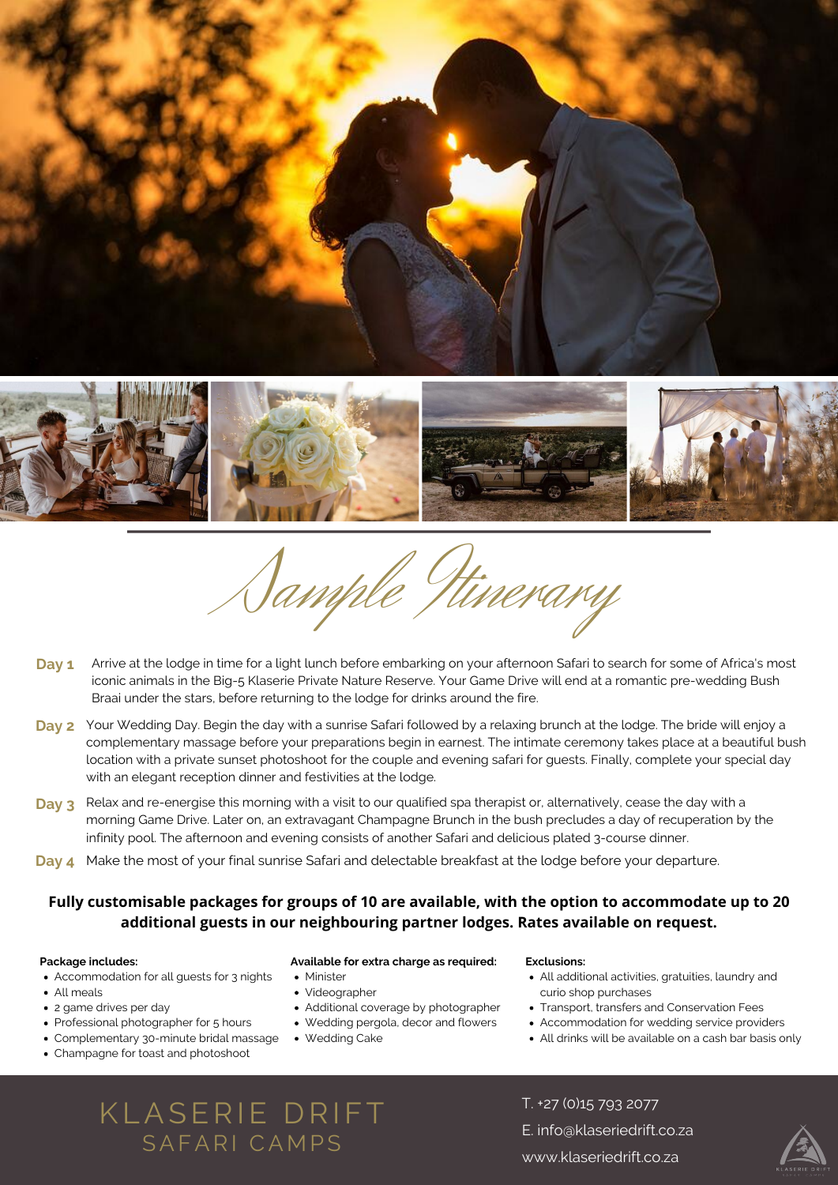# Sample Itinerary

**Day 1** Arrive at the lodge in time for a light lunch before embarking on your afternoon Safari to search for some of Africa's most iconic animals in the Big-5 Klaserie Private Nature Reserve. Your Game Drive will end at a romantic pre-wedding Bush Braai under the stars, before returning to the lodge for drinks around the fire.

**Day 2** Your Wedding Day. Begin the day with a sunrise Safari followed by a relaxing brunch at the lodge. The bride will enjoy a complementary massage before your preparations begin in earnest. The intimate ceremony takes place at a beautiful bush location with a private sunset photoshoot for the couple and evening safari for guests. Finally, complete your special day with an elegant reception dinner and festivities at the lodge.

**Day 3** Relax and re-energise this morning with a visit to our qualified spa therapist or, alternatively, cease the day with a morning Game Drive. Later on, an extravagant Champagne Brunch in the bush precludes a day of recuperation by the infinity pool. The afternoon and evening consists of another Safari and delicious plated 3-course dinner.

**Day 4** Make the most of your final sunrise Safari and delectable breakfast at the lodge before your departure.

**Fully customisable packages for groups of 10 are available, with the option to accommodate up to 20 additional guests in our neighbouring partner lodges. Rates available on request.**

**Package includes:**

- Accommodation for all guests for 3 nights
- All meals
- 2 game drives per day
- Professional photographer for 5 hours
- Complementary 30-minute bridal massage
- Champagne for toast and photoshoot

**Available for extra charge as required:**

- Minister
- Videographer
- Additional coverage by photographer
- Wedding pergola, decor and flowers
- Wedding Cake

**Exclusions:**

- All additional activities, gratuities, laundry and curio shop purchases
- Transport, transfers and Conservation Fees
- Accommodation for wedding service providers
- All drinks will be available on a cash bar basis only

KLASERIE DRIFT
SAFARI CAMPS

T. +27 (0)15 793 2077
E. info@klaseriedrift.co.za
www.klaseriedrift.co.za